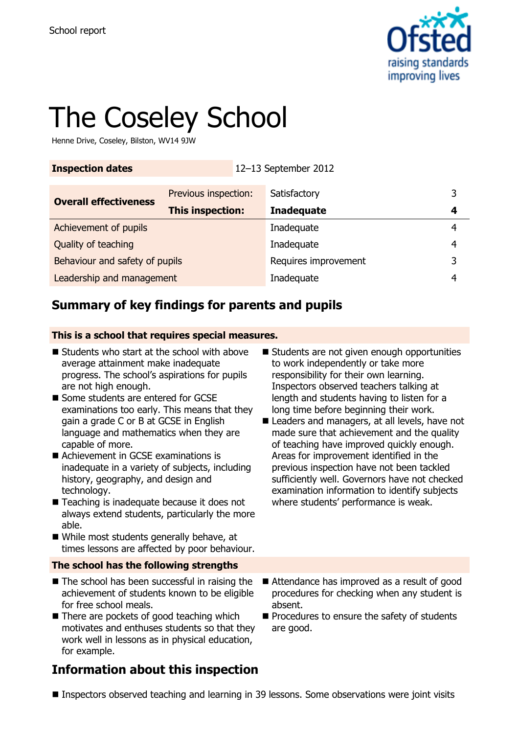School report

# The Coseley School

Henne Drive, Coseley, Bilston, WV14 9JW

| **Inspection dates** | 12–13 September 2012 | | |
|---|---|---|---|

| **Overall effectiveness** | Previous inspection: | Satisfactory | 3 |
|---|---|---|---|
| | **This inspection:** | **Inadequate** | **4** |
| Achievement of pupils | | Inadequate | 4 |
| Quality of teaching | | Inadequate | 4 |
| Behaviour and safety of pupils | | Requires improvement | 3 |
| Leadership and management | | Inadequate | 4 |

## Summary of key findings for parents and pupils

**This is a school that requires special measures.**

- Students who start at the school with above average attainment make inadequate progress. The school's aspirations for pupils are not high enough.
- Some students are entered for GCSE examinations too early. This means that they gain a grade C or B at GCSE in English language and mathematics when they are capable of more.
- Achievement in GCSE examinations is inadequate in a variety of subjects, including history, geography, and design and technology.
- Teaching is inadequate because it does not always extend students, particularly the more able.
- While most students generally behave, at times lessons are affected by poor behaviour.
- Students are not given enough opportunities to work independently or take more responsibility for their own learning. Inspectors observed teachers talking at length and students having to listen for a long time before beginning their work.
- Leaders and managers, at all levels, have not made sure that achievement and the quality of teaching have improved quickly enough. Areas for improvement identified in the previous inspection have not been tackled sufficiently well. Governors have not checked examination information to identify subjects where students' performance is weak.

**The school has the following strengths**

- The school has been successful in raising the achievement of students known to be eligible for free school meals.
- There are pockets of good teaching which motivates and enthuses students so that they work well in lessons as in physical education, for example.
- Attendance has improved as a result of good procedures for checking when any student is absent.
- Procedures to ensure the safety of students are good.

## Information about this inspection

- Inspectors observed teaching and learning in 39 lessons. Some observations were joint visits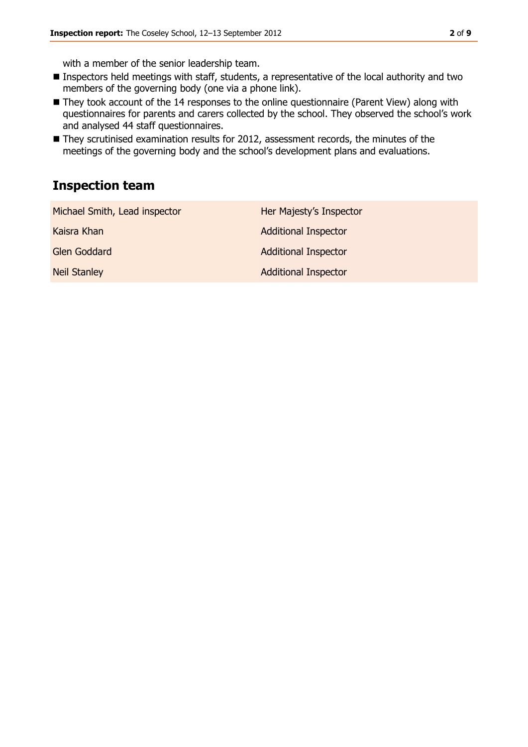with a member of the senior leadership team.

- Inspectors held meetings with staff, students, a representative of the local authority and two members of the governing body (one via a phone link).
- They took account of the 14 responses to the online questionnaire (Parent View) along with questionnaires for parents and carers collected by the school. They observed the school's work and analysed 44 staff questionnaires.
- They scrutinised examination results for 2012, assessment records, the minutes of the meetings of the governing body and the school's development plans and evaluations.

## Inspection team

| | |
|---|---|
| Michael Smith, Lead inspector | Her Majesty's Inspector |
| Kaisra Khan | Additional Inspector |
| Glen Goddard | Additional Inspector |
| Neil Stanley | Additional Inspector |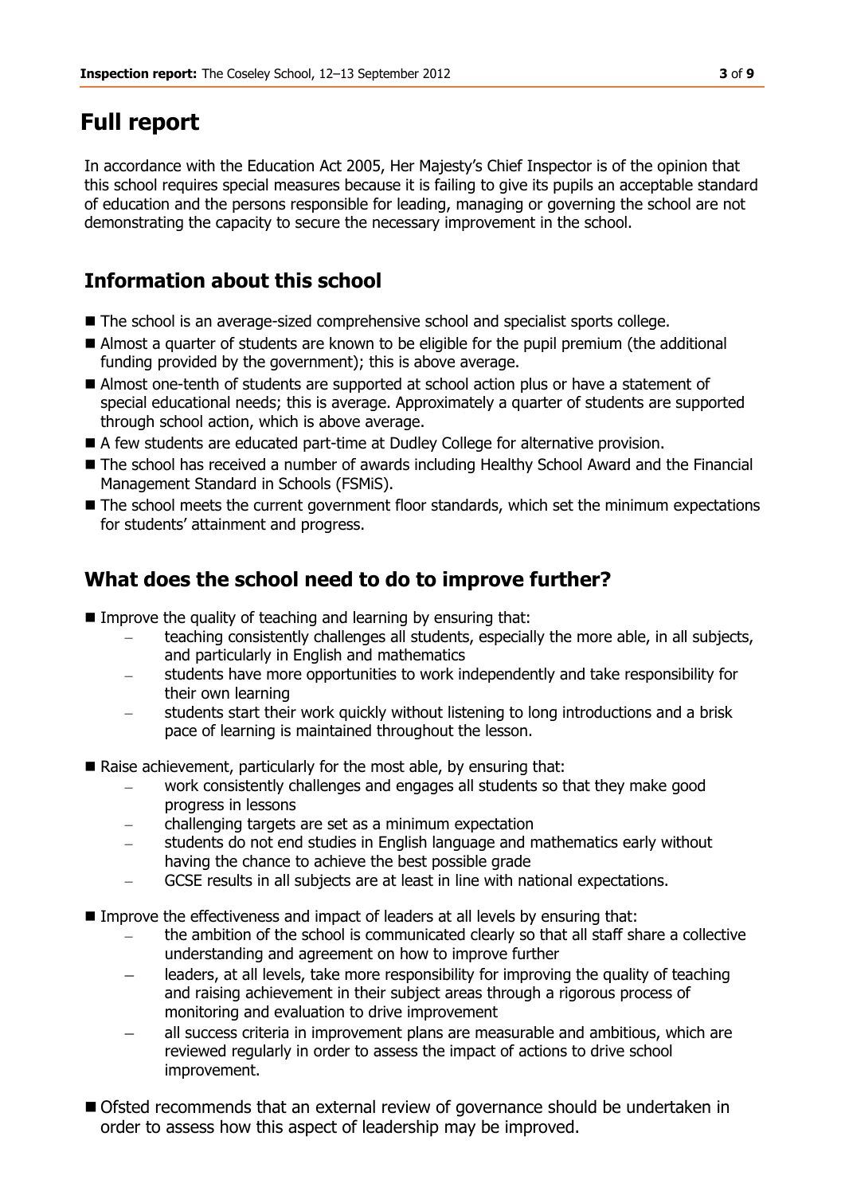# Full report

In accordance with the Education Act 2005, Her Majesty's Chief Inspector is of the opinion that this school requires special measures because it is failing to give its pupils an acceptable standard of education and the persons responsible for leading, managing or governing the school are not demonstrating the capacity to secure the necessary improvement in the school.

## Information about this school

- The school is an average-sized comprehensive school and specialist sports college.
- Almost a quarter of students are known to be eligible for the pupil premium (the additional funding provided by the government); this is above average.
- Almost one-tenth of students are supported at school action plus or have a statement of special educational needs; this is average. Approximately a quarter of students are supported through school action, which is above average.
- A few students are educated part-time at Dudley College for alternative provision.
- The school has received a number of awards including Healthy School Award and the Financial Management Standard in Schools (FSMiS).
- The school meets the current government floor standards, which set the minimum expectations for students' attainment and progress.

## What does the school need to do to improve further?

- Improve the quality of teaching and learning by ensuring that:
  - teaching consistently challenges all students, especially the more able, in all subjects, and particularly in English and mathematics
  - students have more opportunities to work independently and take responsibility for their own learning
  - students start their work quickly without listening to long introductions and a brisk pace of learning is maintained throughout the lesson.
- Raise achievement, particularly for the most able, by ensuring that:
  - work consistently challenges and engages all students so that they make good progress in lessons
  - challenging targets are set as a minimum expectation
  - students do not end studies in English language and mathematics early without having the chance to achieve the best possible grade
  - GCSE results in all subjects are at least in line with national expectations.
- Improve the effectiveness and impact of leaders at all levels by ensuring that:
  - the ambition of the school is communicated clearly so that all staff share a collective understanding and agreement on how to improve further
  - leaders, at all levels, take more responsibility for improving the quality of teaching and raising achievement in their subject areas through a rigorous process of monitoring and evaluation to drive improvement
  - all success criteria in improvement plans are measurable and ambitious, which are reviewed regularly in order to assess the impact of actions to drive school improvement.
- Ofsted recommends that an external review of governance should be undertaken in order to assess how this aspect of leadership may be improved.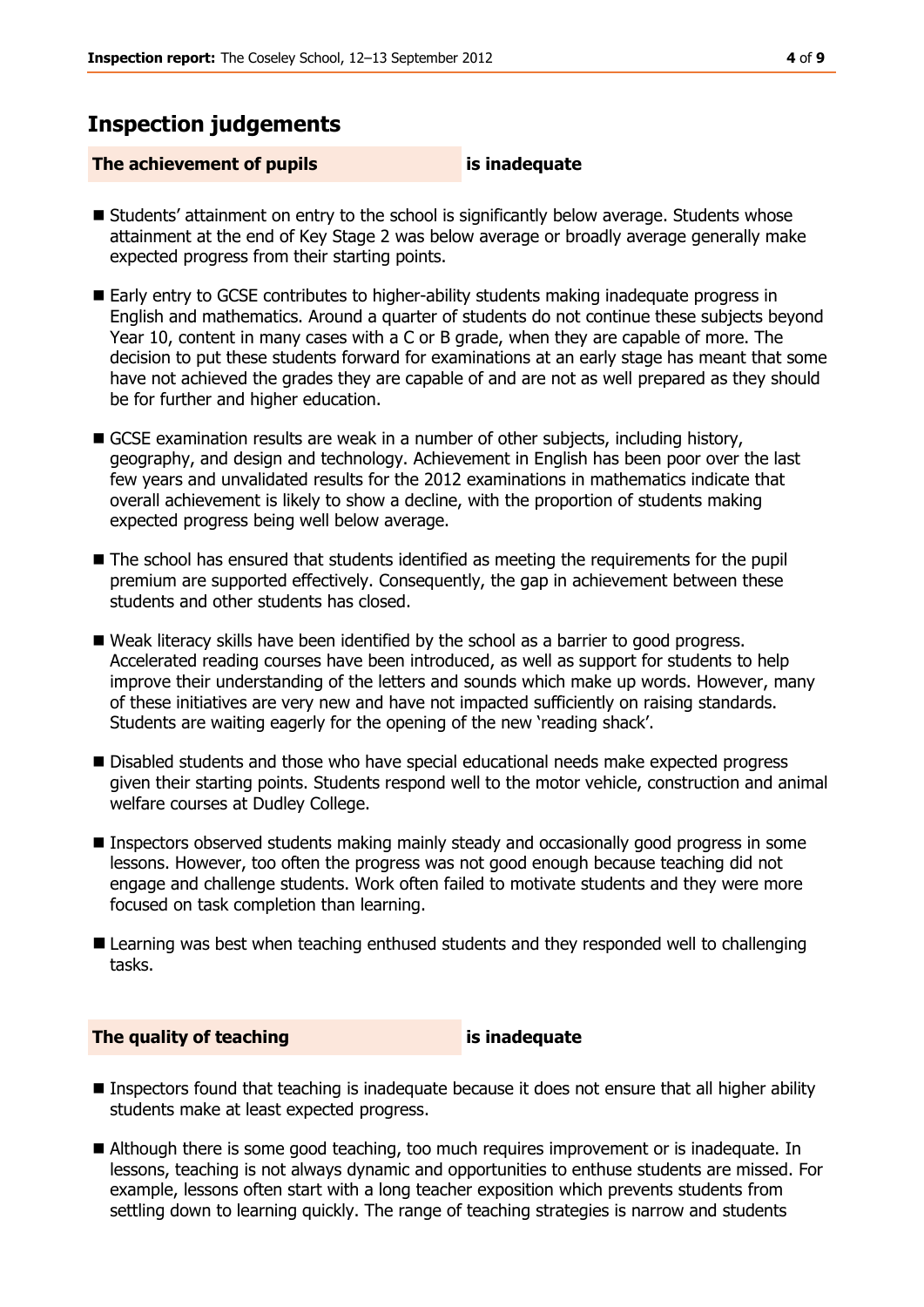## Inspection judgements

**The achievement of pupils** **is inadequate**

- Students' attainment on entry to the school is significantly below average. Students whose attainment at the end of Key Stage 2 was below average or broadly average generally make expected progress from their starting points.
- Early entry to GCSE contributes to higher-ability students making inadequate progress in English and mathematics. Around a quarter of students do not continue these subjects beyond Year 10, content in many cases with a C or B grade, when they are capable of more. The decision to put these students forward for examinations at an early stage has meant that some have not achieved the grades they are capable of and are not as well prepared as they should be for further and higher education.
- GCSE examination results are weak in a number of other subjects, including history, geography, and design and technology. Achievement in English has been poor over the last few years and unvalidated results for the 2012 examinations in mathematics indicate that overall achievement is likely to show a decline, with the proportion of students making expected progress being well below average.
- The school has ensured that students identified as meeting the requirements for the pupil premium are supported effectively. Consequently, the gap in achievement between these students and other students has closed.
- Weak literacy skills have been identified by the school as a barrier to good progress. Accelerated reading courses have been introduced, as well as support for students to help improve their understanding of the letters and sounds which make up words. However, many of these initiatives are very new and have not impacted sufficiently on raising standards. Students are waiting eagerly for the opening of the new 'reading shack'.
- Disabled students and those who have special educational needs make expected progress given their starting points. Students respond well to the motor vehicle, construction and animal welfare courses at Dudley College.
- Inspectors observed students making mainly steady and occasionally good progress in some lessons. However, too often the progress was not good enough because teaching did not engage and challenge students. Work often failed to motivate students and they were more focused on task completion than learning.
- Learning was best when teaching enthused students and they responded well to challenging tasks.

**The quality of teaching** **is inadequate**

- Inspectors found that teaching is inadequate because it does not ensure that all higher ability students make at least expected progress.
- Although there is some good teaching, too much requires improvement or is inadequate. In lessons, teaching is not always dynamic and opportunities to enthuse students are missed. For example, lessons often start with a long teacher exposition which prevents students from settling down to learning quickly. The range of teaching strategies is narrow and students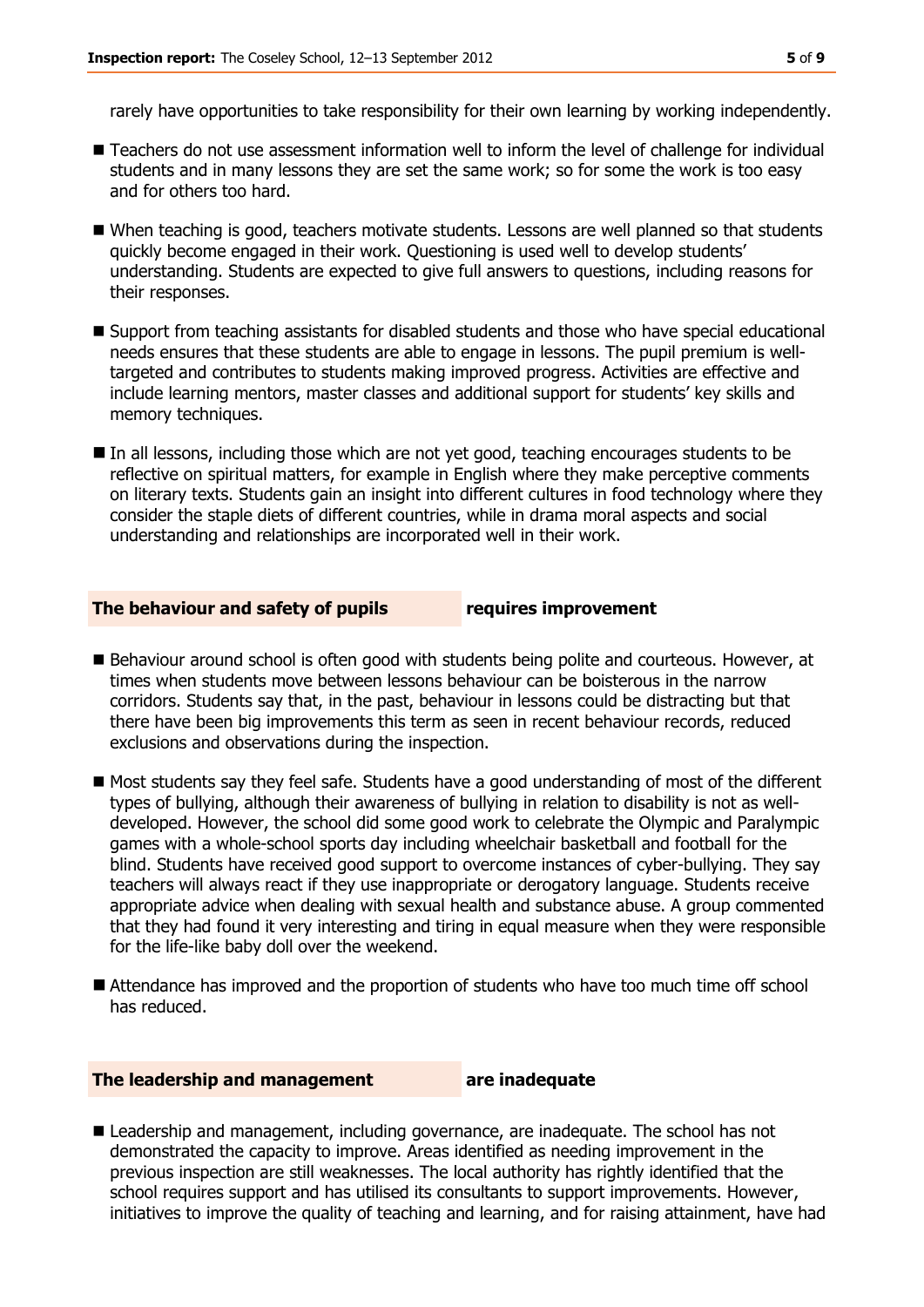rarely have opportunities to take responsibility for their own learning by working independently.

- Teachers do not use assessment information well to inform the level of challenge for individual students and in many lessons they are set the same work; so for some the work is too easy and for others too hard.
- When teaching is good, teachers motivate students. Lessons are well planned so that students quickly become engaged in their work. Questioning is used well to develop students' understanding. Students are expected to give full answers to questions, including reasons for their responses.
- Support from teaching assistants for disabled students and those who have special educational needs ensures that these students are able to engage in lessons. The pupil premium is well-targeted and contributes to students making improved progress. Activities are effective and include learning mentors, master classes and additional support for students' key skills and memory techniques.
- In all lessons, including those which are not yet good, teaching encourages students to be reflective on spiritual matters, for example in English where they make perceptive comments on literary texts. Students gain an insight into different cultures in food technology where they consider the staple diets of different countries, while in drama moral aspects and social understanding and relationships are incorporated well in their work.

**The behaviour and safety of pupils** **requires improvement**

- Behaviour around school is often good with students being polite and courteous. However, at times when students move between lessons behaviour can be boisterous in the narrow corridors. Students say that, in the past, behaviour in lessons could be distracting but that there have been big improvements this term as seen in recent behaviour records, reduced exclusions and observations during the inspection.
- Most students say they feel safe. Students have a good understanding of most of the different types of bullying, although their awareness of bullying in relation to disability is not as well-developed. However, the school did some good work to celebrate the Olympic and Paralympic games with a whole-school sports day including wheelchair basketball and football for the blind. Students have received good support to overcome instances of cyber-bullying. They say teachers will always react if they use inappropriate or derogatory language. Students receive appropriate advice when dealing with sexual health and substance abuse. A group commented that they had found it very interesting and tiring in equal measure when they were responsible for the life-like baby doll over the weekend.
- Attendance has improved and the proportion of students who have too much time off school has reduced.

**The leadership and management** **are inadequate**

- Leadership and management, including governance, are inadequate. The school has not demonstrated the capacity to improve. Areas identified as needing improvement in the previous inspection are still weaknesses. The local authority has rightly identified that the school requires support and has utilised its consultants to support improvements. However, initiatives to improve the quality of teaching and learning, and for raising attainment, have had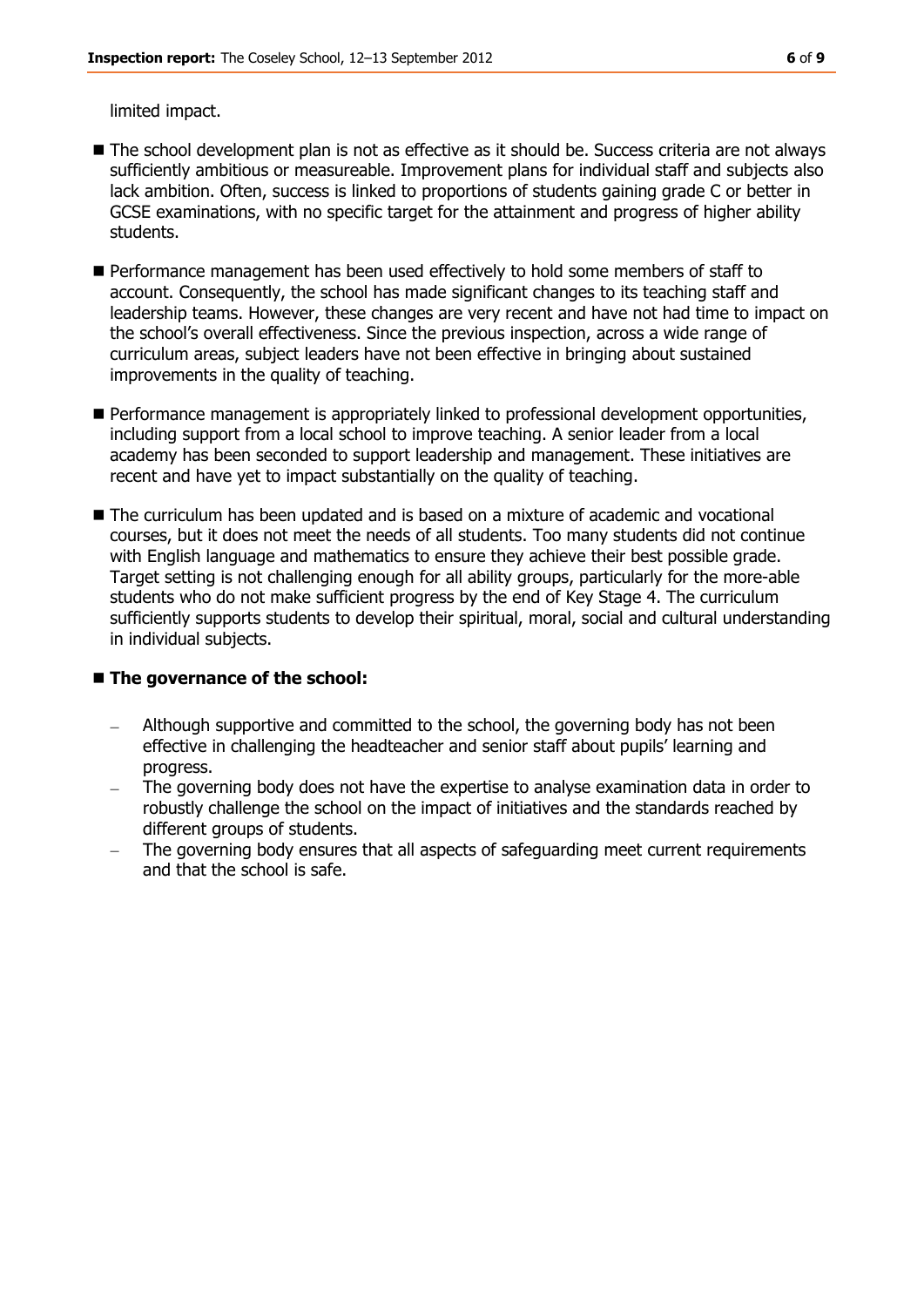limited impact.

- The school development plan is not as effective as it should be. Success criteria are not always sufficiently ambitious or measureable. Improvement plans for individual staff and subjects also lack ambition. Often, success is linked to proportions of students gaining grade C or better in GCSE examinations, with no specific target for the attainment and progress of higher ability students.

- Performance management has been used effectively to hold some members of staff to account. Consequently, the school has made significant changes to its teaching staff and leadership teams. However, these changes are very recent and have not had time to impact on the school's overall effectiveness. Since the previous inspection, across a wide range of curriculum areas, subject leaders have not been effective in bringing about sustained improvements in the quality of teaching.

- Performance management is appropriately linked to professional development opportunities, including support from a local school to improve teaching. A senior leader from a local academy has been seconded to support leadership and management. These initiatives are recent and have yet to impact substantially on the quality of teaching.

- The curriculum has been updated and is based on a mixture of academic and vocational courses, but it does not meet the needs of all students. Too many students did not continue with English language and mathematics to ensure they achieve their best possible grade. Target setting is not challenging enough for all ability groups, particularly for the more-able students who do not make sufficient progress by the end of Key Stage 4. The curriculum sufficiently supports students to develop their spiritual, moral, social and cultural understanding in individual subjects.

- **The governance of the school:**
  - Although supportive and committed to the school, the governing body has not been effective in challenging the headteacher and senior staff about pupils' learning and progress.
  - The governing body does not have the expertise to analyse examination data in order to robustly challenge the school on the impact of initiatives and the standards reached by different groups of students.
  - The governing body ensures that all aspects of safeguarding meet current requirements and that the school is safe.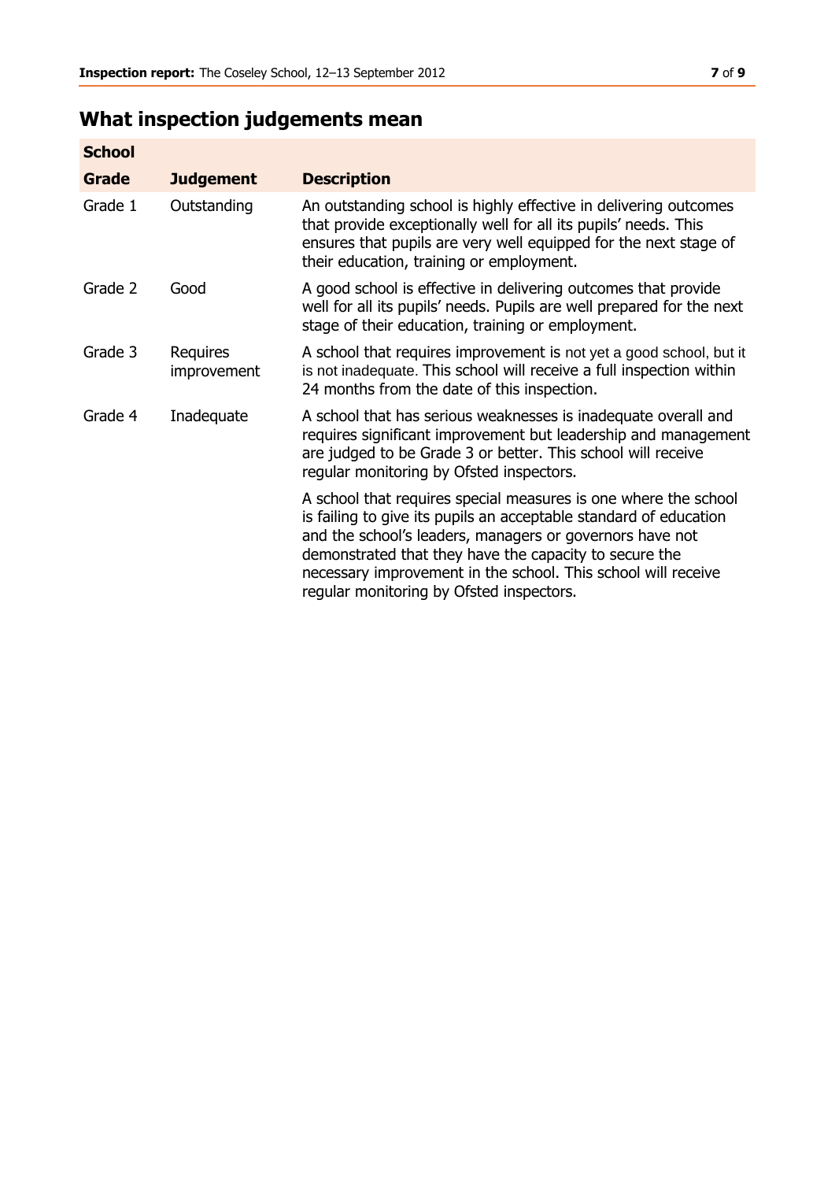## What inspection judgements mean

| School | | |
|---|---|---|
| **Grade** | **Judgement** | **Description** |
| Grade 1 | Outstanding | An outstanding school is highly effective in delivering outcomes that provide exceptionally well for all its pupils' needs. This ensures that pupils are very well equipped for the next stage of their education, training or employment. |
| Grade 2 | Good | A good school is effective in delivering outcomes that provide well for all its pupils' needs. Pupils are well prepared for the next stage of their education, training or employment. |
| Grade 3 | Requires improvement | A school that requires improvement is not yet a good school, but it is not inadequate. This school will receive a full inspection within 24 months from the date of this inspection. |
| Grade 4 | Inadequate | A school that has serious weaknesses is inadequate overall and requires significant improvement but leadership and management are judged to be Grade 3 or better. This school will receive regular monitoring by Ofsted inspectors. |
| | | A school that requires special measures is one where the school is failing to give its pupils an acceptable standard of education and the school's leaders, managers or governors have not demonstrated that they have the capacity to secure the necessary improvement in the school. This school will receive regular monitoring by Ofsted inspectors. |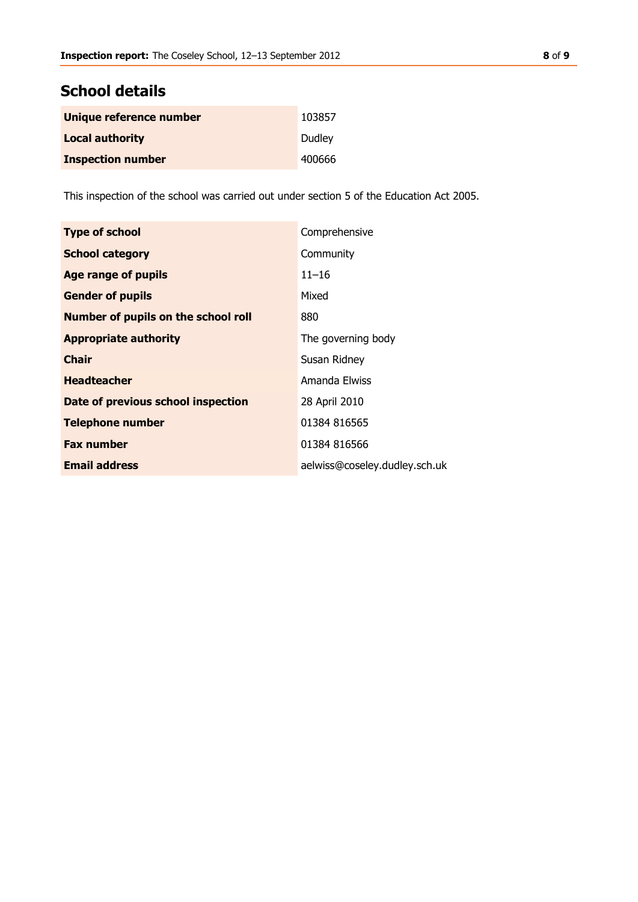## School details

| | |
|---|---|
| **Unique reference number** | 103857 |
| **Local authority** | Dudley |
| **Inspection number** | 400666 |

This inspection of the school was carried out under section 5 of the Education Act 2005.

| | |
|---|---|
| **Type of school** | Comprehensive |
| **School category** | Community |
| **Age range of pupils** | 11–16 |
| **Gender of pupils** | Mixed |
| **Number of pupils on the school roll** | 880 |
| **Appropriate authority** | The governing body |
| **Chair** | Susan Ridney |
| **Headteacher** | Amanda Elwiss |
| **Date of previous school inspection** | 28 April 2010 |
| **Telephone number** | 01384 816565 |
| **Fax number** | 01384 816566 |
| **Email address** | aelwiss@coseley.dudley.sch.uk |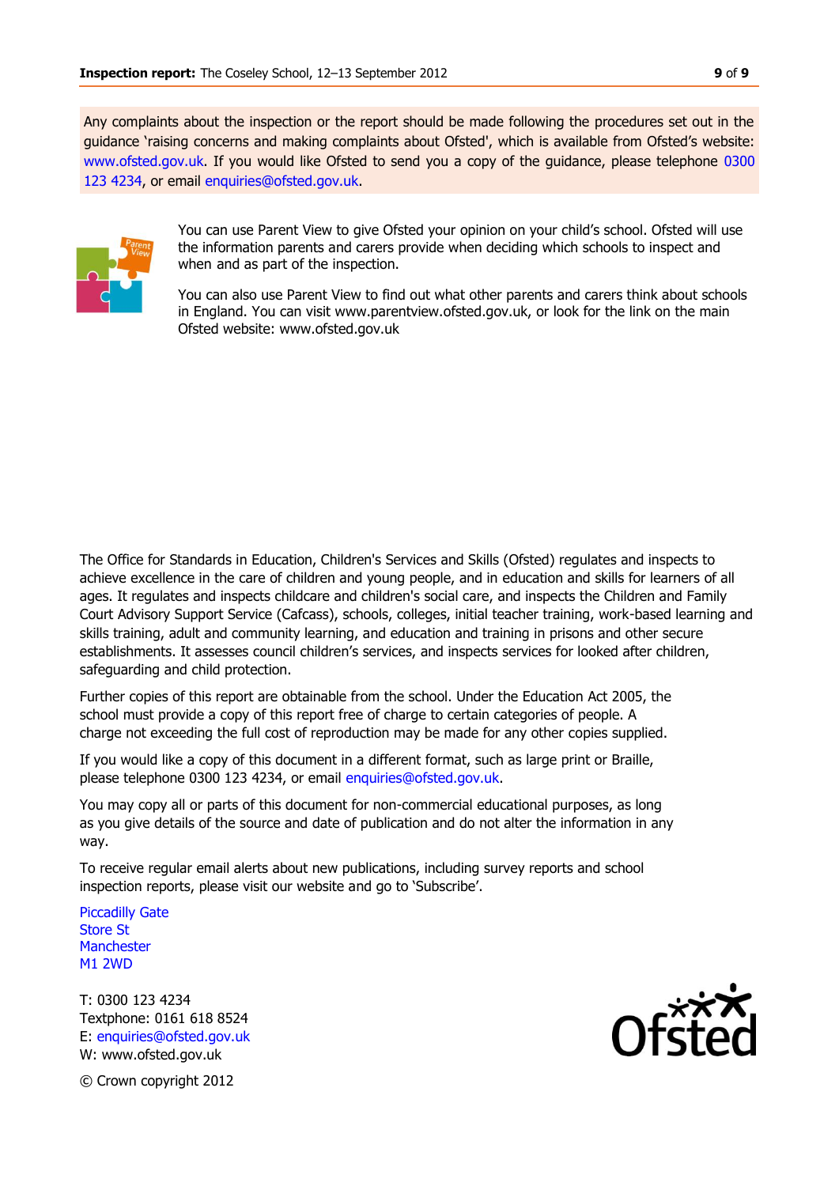Any complaints about the inspection or the report should be made following the procedures set out in the guidance 'raising concerns and making complaints about Ofsted', which is available from Ofsted's website: www.ofsted.gov.uk. If you would like Ofsted to send you a copy of the guidance, please telephone 0300 123 4234, or email enquiries@ofsted.gov.uk.

You can use Parent View to give Ofsted your opinion on your child's school. Ofsted will use the information parents and carers provide when deciding which schools to inspect and when and as part of the inspection.

You can also use Parent View to find out what other parents and carers think about schools in England. You can visit www.parentview.ofsted.gov.uk, or look for the link on the main Ofsted website: www.ofsted.gov.uk

The Office for Standards in Education, Children's Services and Skills (Ofsted) regulates and inspects to achieve excellence in the care of children and young people, and in education and skills for learners of all ages. It regulates and inspects childcare and children's social care, and inspects the Children and Family Court Advisory Support Service (Cafcass), schools, colleges, initial teacher training, work-based learning and skills training, adult and community learning, and education and training in prisons and other secure establishments. It assesses council children's services, and inspects services for looked after children, safeguarding and child protection.

Further copies of this report are obtainable from the school. Under the Education Act 2005, the school must provide a copy of this report free of charge to certain categories of people. A charge not exceeding the full cost of reproduction may be made for any other copies supplied.

If you would like a copy of this document in a different format, such as large print or Braille, please telephone 0300 123 4234, or email enquiries@ofsted.gov.uk.

You may copy all or parts of this document for non-commercial educational purposes, as long as you give details of the source and date of publication and do not alter the information in any way.

To receive regular email alerts about new publications, including survey reports and school inspection reports, please visit our website and go to 'Subscribe'.

Piccadilly Gate
Store St
Manchester
M1 2WD

T: 0300 123 4234
Textphone: 0161 618 8524
E: enquiries@ofsted.gov.uk
W: www.ofsted.gov.uk

© Crown copyright 2012